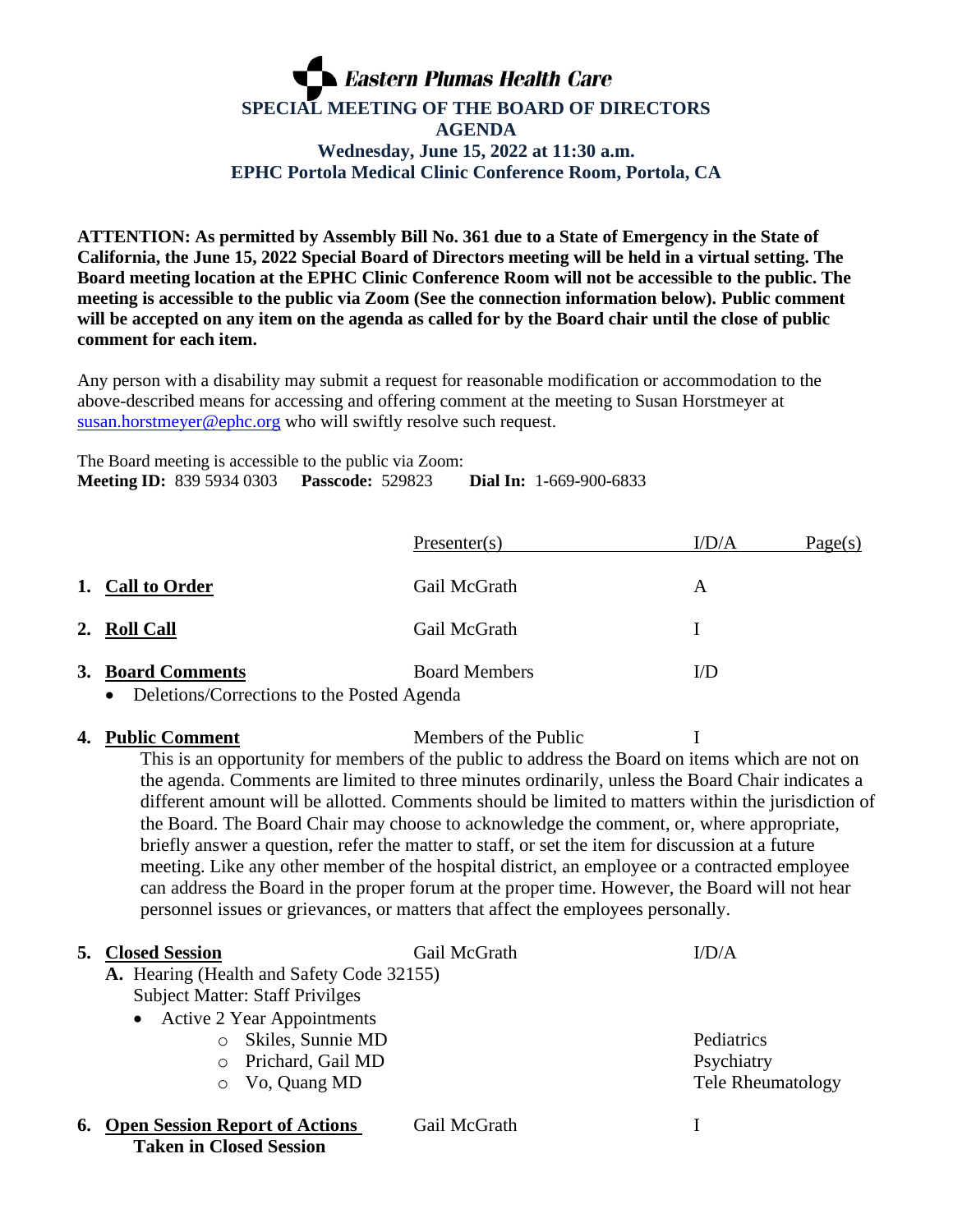# Eastern Plumas Health Care

## SPECIAL MEETING OF THE BOARD OF DIRECTORS
## AGENDA
### Wednesday, June 15, 2022 at 11:30 a.m.
### EPHC Portola Medical Clinic Conference Room, Portola, CA

**ATTENTION: As permitted by Assembly Bill No. 361 due to a State of Emergency in the State of California, the June 15, 2022 Special Board of Directors meeting will be held in a virtual setting. The Board meeting location at the EPHC Clinic Conference Room will not be accessible to the public. The meeting is accessible to the public via Zoom (See the connection information below). Public comment will be accepted on any item on the agenda as called for by the Board chair until the close of public comment for each item.**

Any person with a disability may submit a request for reasonable modification or accommodation to the above-described means for accessing and offering comment at the meeting to Susan Horstmeyer at susan.horstmeyer@ephc.org who will swiftly resolve such request.

The Board meeting is accessible to the public via Zoom:
**Meeting ID:** 839 5934 0303 **Passcode:** 529823 **Dial In:** 1-669-900-6833

| | Presenter(s) | I/D/A | Page(s) |
|---|---|---|---|
| 1. **Call to Order** | Gail McGrath | A | |
| 2. **Roll Call** | Gail McGrath | I | |
| 3. **Board Comments** | Board Members | I/D | |
| 4. **Public Comment** | Members of the Public | I | |

3. **Board Comments**
   - Deletions/Corrections to the Posted Agenda

4. **Public Comment**
   This is an opportunity for members of the public to address the Board on items which are not on the agenda. Comments are limited to three minutes ordinarily, unless the Board Chair indicates a different amount will be allotted. Comments should be limited to matters within the jurisdiction of the Board. The Board Chair may choose to acknowledge the comment, or, where appropriate, briefly answer a question, refer the matter to staff, or set the item for discussion at a future meeting. Like any other member of the hospital district, an employee or a contracted employee can address the Board in the proper forum at the proper time. However, the Board will not hear personnel issues or grievances, or matters that affect the employees personally.

5. **Closed Session** — Gail McGrath — I/D/A
   **A.** Hearing (Health and Safety Code 32155)
   Subject Matter: Staff Privilges
   - Active 2 Year Appointments
     - Skiles, Sunnie MD — Pediatrics
     - Prichard, Gail MD — Psychiatry
     - Vo, Quang MD — Tele Rheumatology

6. **Open Session Report of Actions Taken in Closed Session** — Gail McGrath — I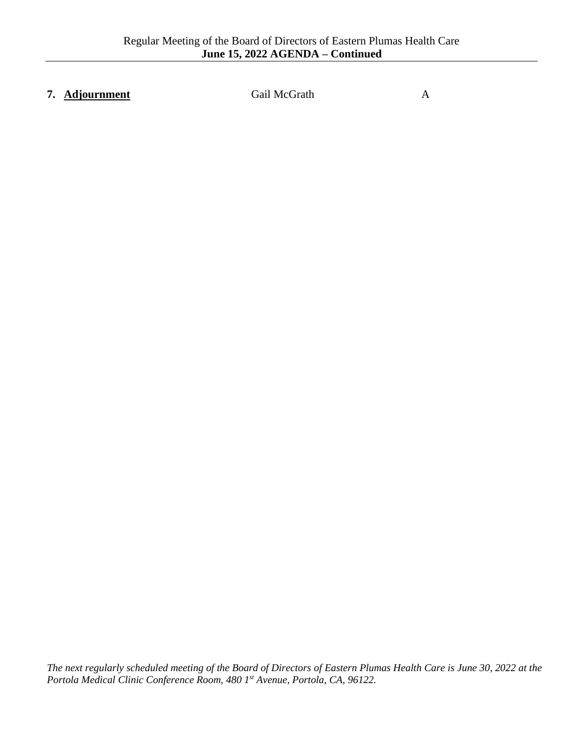| | | |
|---|---|---|
| **7. Adjournment** | Gail McGrath | A |

*The next regularly scheduled meeting of the Board of Directors of Eastern Plumas Health Care is June 30, 2022 at the Portola Medical Clinic Conference Room, 480 1st Avenue, Portola, CA, 96122.*